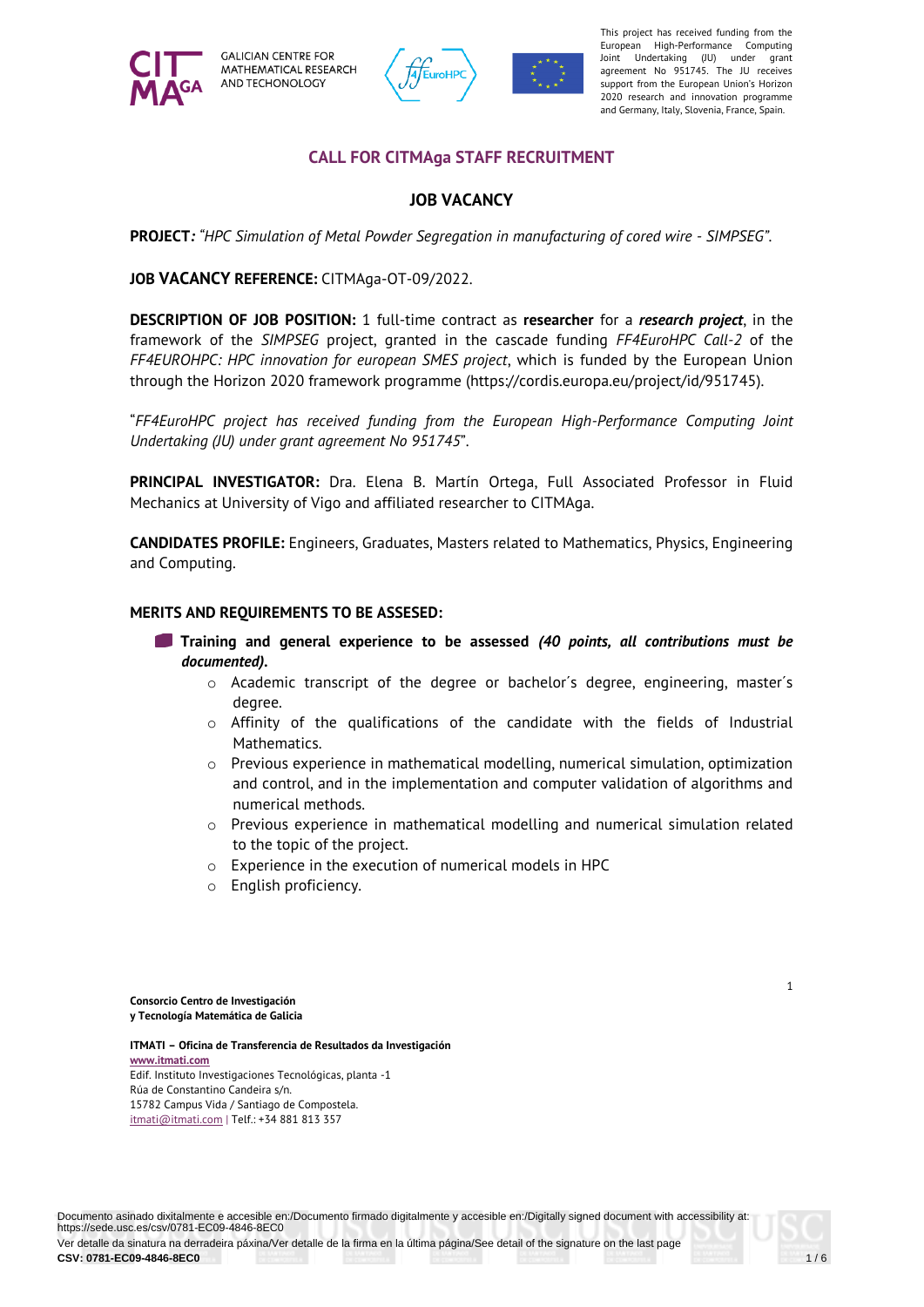GALICIAN CENTRE FOR MATHEMATICAL RESEARCH AND TECHONOLOGY

This project has received funding from the European High-Performance Computing Joint Undertaking (JU) under grant agreement No 951745. The JU receives support from the European Union's Horizon 2020 research and innovation programme and Germany, Italy, Slovenia, France, Spain.

## CALL FOR CITMAga STAFF RECRUITMENT

### JOB VACANCY

**PROJECT***: "HPC Simulation of Metal Powder Segregation in manufacturing of cored wire - SIMPSEG".*

**JOB VACANCY REFERENCE:** CITMAga-OT-09/2022.

**DESCRIPTION OF JOB POSITION:** 1 full-time contract as **researcher** for a ***research project***, in the framework of the *SIMPSEG* project, granted in the cascade funding *FF4EuroHPC Call-2* of the *FF4EUROHPC: HPC innovation for european SMES project*, which is funded by the European Union through the Horizon 2020 framework programme (https://cordis.europa.eu/project/id/951745).

"*FF4EuroHPC project has received funding from the European High-Performance Computing Joint Undertaking (JU) under grant agreement No 951745*".

**PRINCIPAL INVESTIGATOR:** Dra. Elena B. Martín Ortega, Full Associated Professor in Fluid Mechanics at University of Vigo and affiliated researcher to CITMAga.

**CANDIDATES PROFILE:** Engineers, Graduates, Masters related to Mathematics, Physics, Engineering and Computing.

**MERITS AND REQUIREMENTS TO BE ASSESED:**

- **Training and general experience to be assessed** ***(40 points, all contributions must be documented).***
  - Academic transcript of the degree or bachelor´s degree, engineering, master´s degree.
  - Affinity of the qualifications of the candidate with the fields of Industrial Mathematics.
  - Previous experience in mathematical modelling, numerical simulation, optimization and control, and in the implementation and computer validation of algorithms and numerical methods.
  - Previous experience in mathematical modelling and numerical simulation related to the topic of the project.
  - Experience in the execution of numerical models in HPC
  - English proficiency.

**Consorcio Centro de Investigación y Tecnología Matemática de Galicia**

**ITMATI – Oficina de Transferencia de Resultados da Investigación**
www.itmati.com
Edif. Instituto Investigaciones Tecnológicas, planta -1
Rúa de Constantino Candeira s/n.
15782 Campus Vida / Santiago de Compostela.
itmati@itmati.com | Telf.: +34 881 813 357

Documento asinado dixitalmente e accesible en:/Documento firmado digitalmente y accesible en:/Digitally signed document with accessibility at: https://sede.usc.es/csv/0781-EC09-4846-8EC0
Ver detalle da sinatura na derradeira páxina/Ver detalle de la firma en la última página/See detail of the signature on the last page
**CSV: 0781-EC09-4846-8EC0**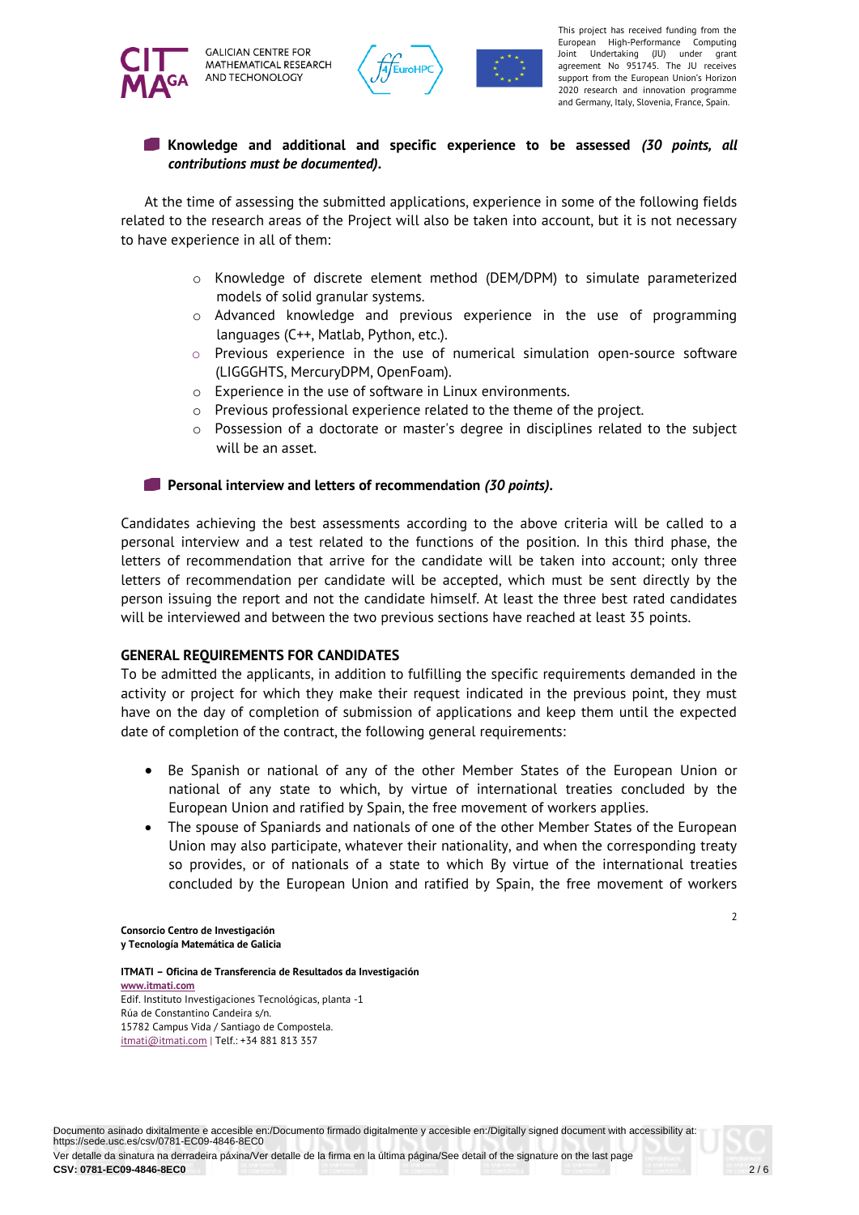- **Knowledge and additional and specific experience to be assessed *(30 points, all contributions must be documented)*.**

At the time of assessing the submitted applications, experience in some of the following fields related to the research areas of the Project will also be taken into account, but it is not necessary to have experience in all of them:

  - Knowledge of discrete element method (DEM/DPM) to simulate parameterized models of solid granular systems.
  - Advanced knowledge and previous experience in the use of programming languages (C++, Matlab, Python, etc.).
  - Previous experience in the use of numerical simulation open-source software (LIGGGHTS, MercuryDPM, OpenFoam).
  - Experience in the use of software in Linux environments.
  - Previous professional experience related to the theme of the project.
  - Possession of a doctorate or master's degree in disciplines related to the subject will be an asset.

- **Personal interview and letters of recommendation *(30 points)*.**

Candidates achieving the best assessments according to the above criteria will be called to a personal interview and a test related to the functions of the position. In this third phase, the letters of recommendation that arrive for the candidate will be taken into account; only three letters of recommendation per candidate will be accepted, which must be sent directly by the person issuing the report and not the candidate himself. At least the three best rated candidates will be interviewed and between the two previous sections have reached at least 35 points.

## GENERAL REQUIREMENTS FOR CANDIDATES

To be admitted the applicants, in addition to fulfilling the specific requirements demanded in the activity or project for which they make their request indicated in the previous point, they must have on the day of completion of submission of applications and keep them until the expected date of completion of the contract, the following general requirements:

- Be Spanish or national of any of the other Member States of the European Union or national of any state to which, by virtue of international treaties concluded by the European Union and ratified by Spain, the free movement of workers applies.
- The spouse of Spaniards and nationals of one of the other Member States of the European Union may also participate, whatever their nationality, and when the corresponding treaty so provides, or of nationals of a state to which By virtue of the international treaties concluded by the European Union and ratified by Spain, the free movement of workers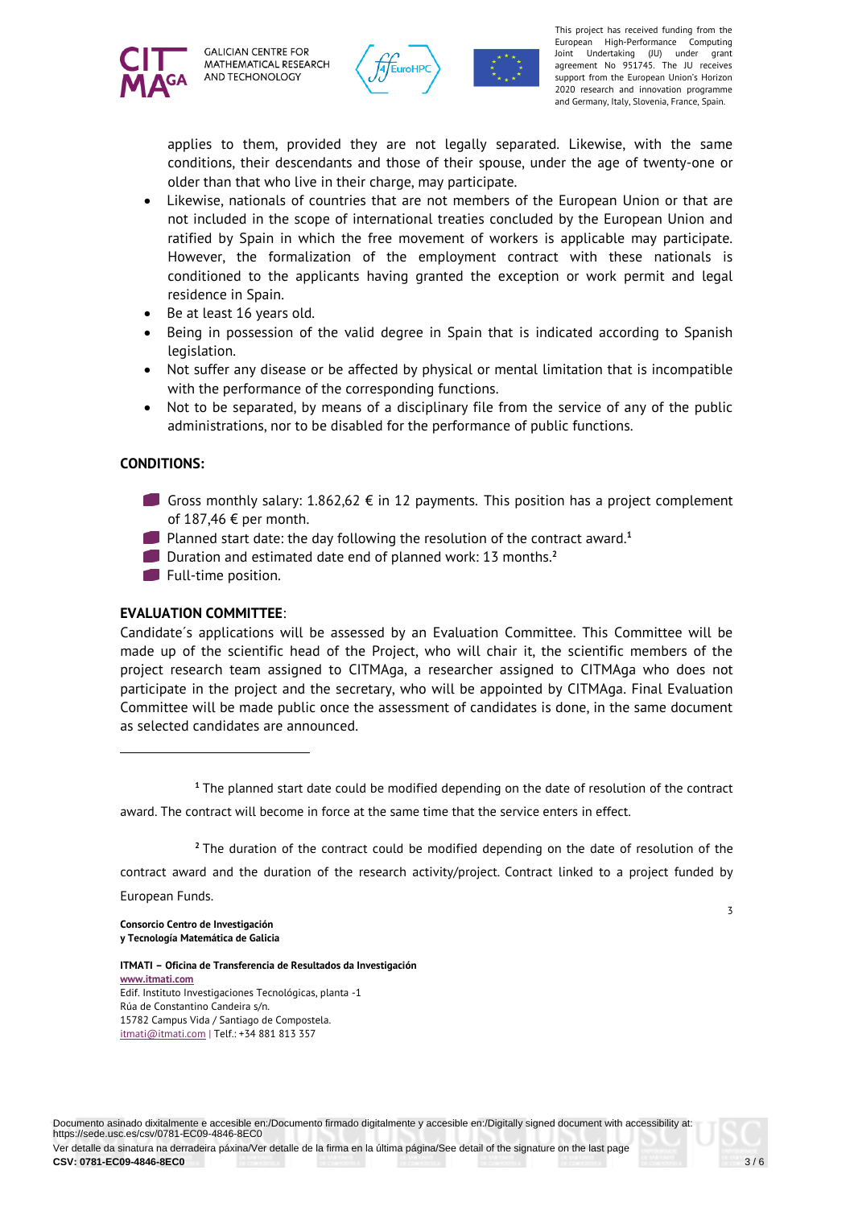applies to them, provided they are not legally separated. Likewise, with the same conditions, their descendants and those of their spouse, under the age of twenty-one or older than that who live in their charge, may participate.

- Likewise, nationals of countries that are not members of the European Union or that are not included in the scope of international treaties concluded by the European Union and ratified by Spain in which the free movement of workers is applicable may participate. However, the formalization of the employment contract with these nationals is conditioned to the applicants having granted the exception or work permit and legal residence in Spain.
- Be at least 16 years old.
- Being in possession of the valid degree in Spain that is indicated according to Spanish legislation.
- Not suffer any disease or be affected by physical or mental limitation that is incompatible with the performance of the corresponding functions.
- Not to be separated, by means of a disciplinary file from the service of any of the public administrations, nor to be disabled for the performance of public functions.

**CONDITIONS:**

- Gross monthly salary: 1.862,62 € in 12 payments. This position has a project complement of 187,46 € per month.
- Planned start date: the day following the resolution of the contract award.[1]
- Duration and estimated date end of planned work: 13 months.[2]
- Full-time position.

**EVALUATION COMMITTEE**:

Candidate´s applications will be assessed by an Evaluation Committee. This Committee will be made up of the scientific head of the Project, who will chair it, the scientific members of the project research team assigned to CITMAga, a researcher assigned to CITMAga who does not participate in the project and the secretary, who will be appointed by CITMAga. Final Evaluation Committee will be made public once the assessment of candidates is done, in the same document as selected candidates are announced.

---

[1] The planned start date could be modified depending on the date of resolution of the contract award. The contract will become in force at the same time that the service enters in effect.

[2] The duration of the contract could be modified depending on the date of resolution of the contract award and the duration of the research activity/project. Contract linked to a project funded by European Funds.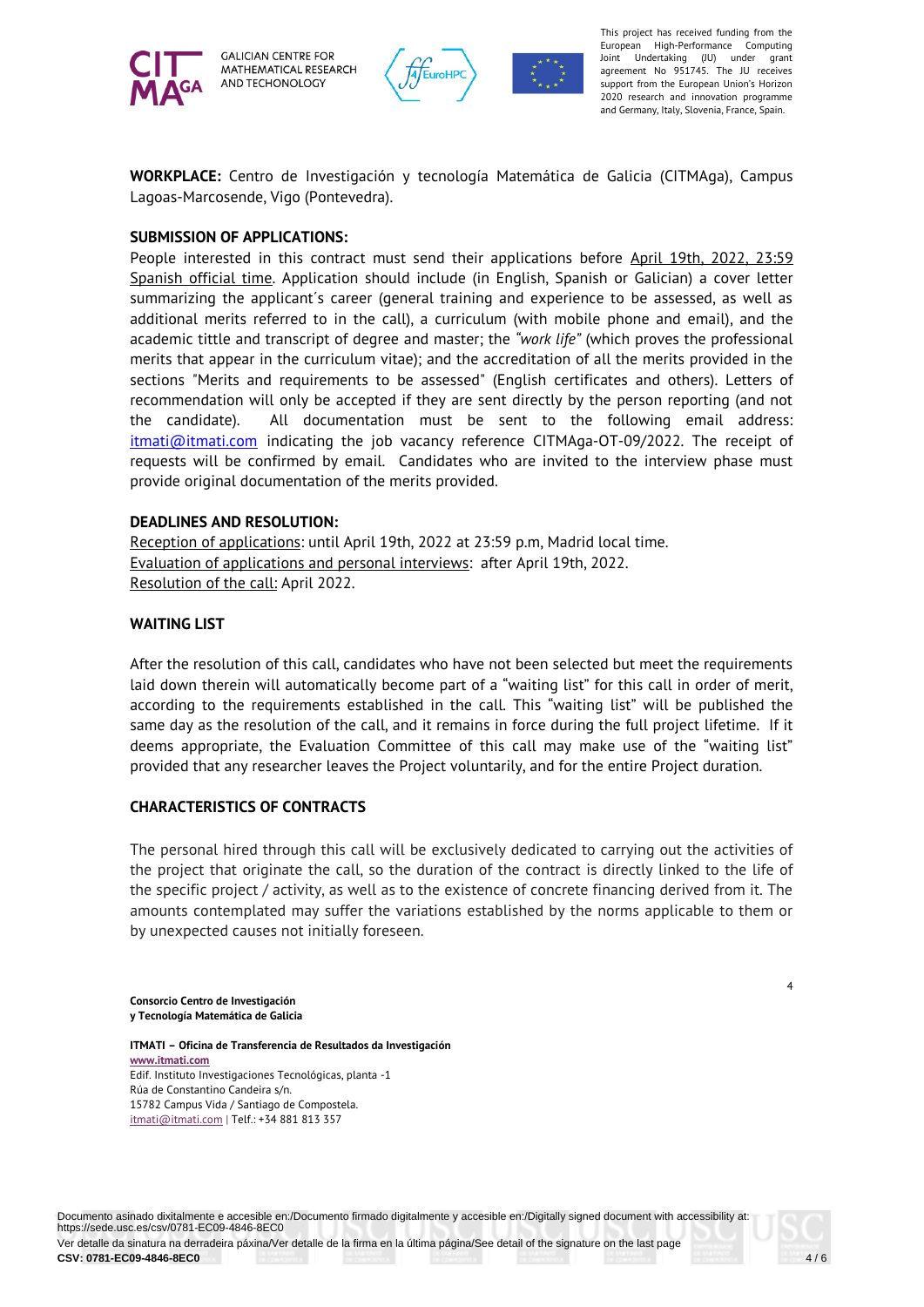**WORKPLACE:** Centro de Investigación y tecnología Matemática de Galicia (CITMAga), Campus Lagoas-Marcosende, Vigo (Pontevedra).

**SUBMISSION OF APPLICATIONS:**

People interested in this contract must send their applications before April 19th, 2022, 23:59 Spanish official time. Application should include (in English, Spanish or Galician) a cover letter summarizing the applicant´s career (general training and experience to be assessed, as well as additional merits referred to in the call), a curriculum (with mobile phone and email), and the academic tittle and transcript of degree and master; the *"work life"* (which proves the professional merits that appear in the curriculum vitae); and the accreditation of all the merits provided in the sections "Merits and requirements to be assessed" (English certificates and others). Letters of recommendation will only be accepted if they are sent directly by the person reporting (and not the candidate). All documentation must be sent to the following email address: itmati@itmati.com indicating the job vacancy reference CITMAga-OT-09/2022. The receipt of requests will be confirmed by email. Candidates who are invited to the interview phase must provide original documentation of the merits provided.

**DEADLINES AND RESOLUTION:**

Reception of applications: until April 19th, 2022 at 23:59 p.m, Madrid local time.
Evaluation of applications and personal interviews: after April 19th, 2022.
Resolution of the call: April 2022.

**WAITING LIST**

After the resolution of this call, candidates who have not been selected but meet the requirements laid down therein will automatically become part of a "waiting list" for this call in order of merit, according to the requirements established in the call. This "waiting list" will be published the same day as the resolution of the call, and it remains in force during the full project lifetime. If it deems appropriate, the Evaluation Committee of this call may make use of the "waiting list" provided that any researcher leaves the Project voluntarily, and for the entire Project duration.

**CHARACTERISTICS OF CONTRACTS**

The personal hired through this call will be exclusively dedicated to carrying out the activities of the project that originate the call, so the duration of the contract is directly linked to the life of the specific project / activity, as well as to the existence of concrete financing derived from it. The amounts contemplated may suffer the variations established by the norms applicable to them or by unexpected causes not initially foreseen.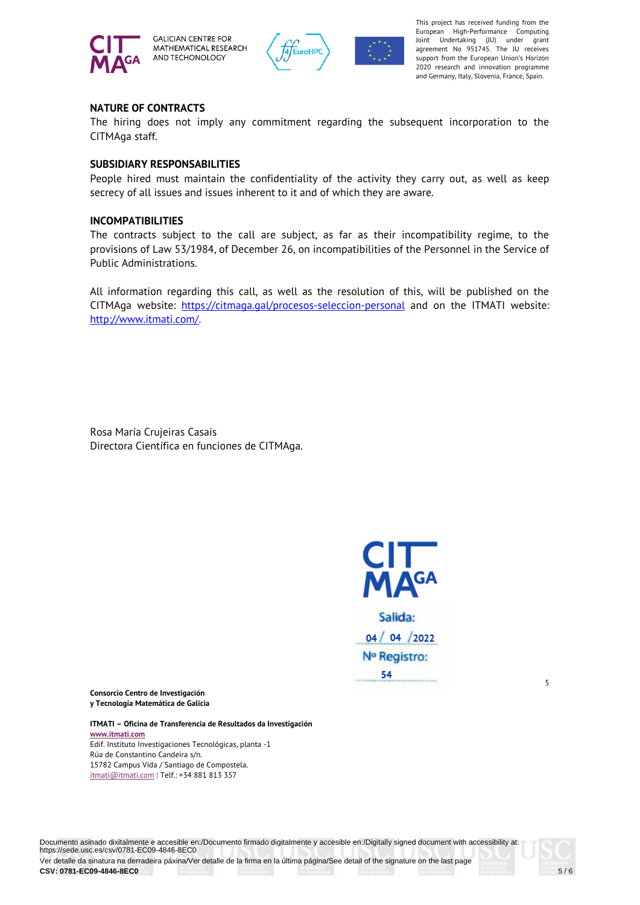**NATURE OF CONTRACTS**

The hiring does not imply any commitment regarding the subsequent incorporation to the CITMAga staff.

**SUBSIDIARY RESPONSABILITIES**

People hired must maintain the confidentiality of the activity they carry out, as well as keep secrecy of all issues and issues inherent to it and of which they are aware.

**INCOMPATIBILITIES**

The contracts subject to the call are subject, as far as their incompatibility regime, to the provisions of Law 53/1984, of December 26, on incompatibilities of the Personnel in the Service of Public Administrations.

All information regarding this call, as well as the resolution of this, will be published on the CITMAga website: https://citmaga.gal/procesos-seleccion-personal and on the ITMATI website: http://www.itmati.com/.

Rosa María Crujeiras Casais
Directora Científica en funciones de CITMAga.

Salida: 04 / 04 /2022
Nº Registro: 54

**Consorcio Centro de Investigación y Tecnología Matemática de Galicia**

**ITMATI – Oficina de Transferencia de Resultados da Investigación**
**www.itmati.com**
Edif. Instituto Investigaciones Tecnológicas, planta -1
Rúa de Constantino Candeira s/n.
15782 Campus Vida / Santiago de Compostela.
itmati@itmati.com | Telf.: +34 881 813 357

Documento asinado dixitalmente e accesible en:/Documento firmado digitalmente y accesible en:/Digitally signed document with accessibility at: https://sede.usc.es/csv/0781-EC09-4846-8EC0
Ver detalle da sinatura na derradeira páxina/Ver detalle de la firma en la última página/See detail of the signature on the last page
**CSV: 0781-EC09-4846-8EC0**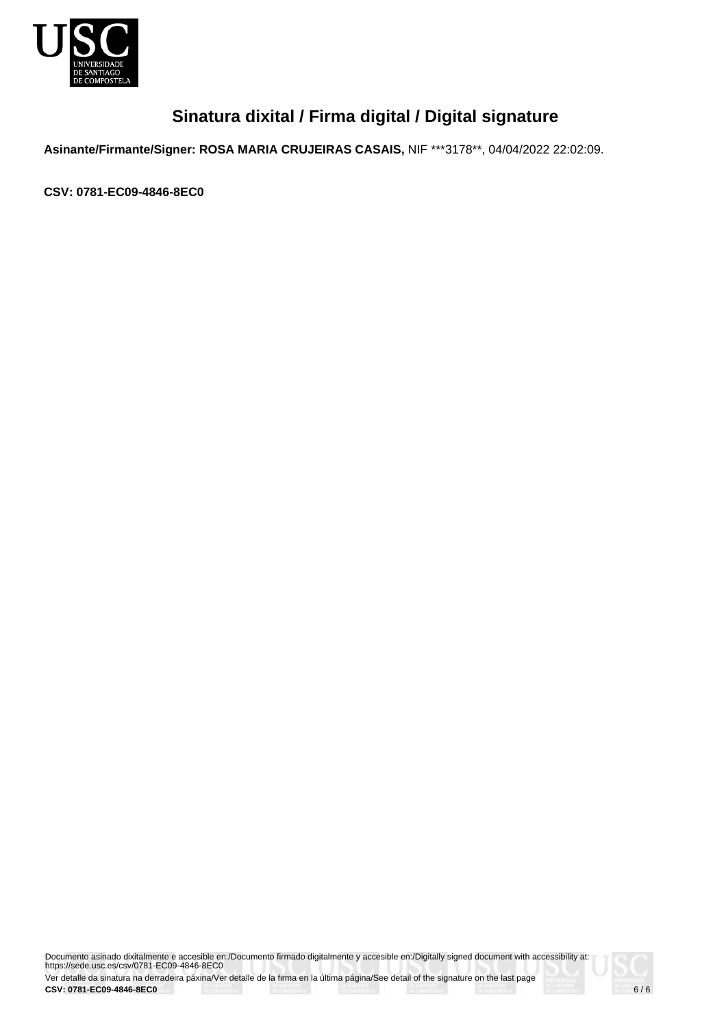# Sinatura dixital / Firma digital / Digital signature

**Asinante/Firmante/Signer: ROSA MARIA CRUJEIRAS CASAIS,** NIF ***3178**, 04/04/2022 22:02:09.

**CSV: 0781-EC09-4846-8EC0**